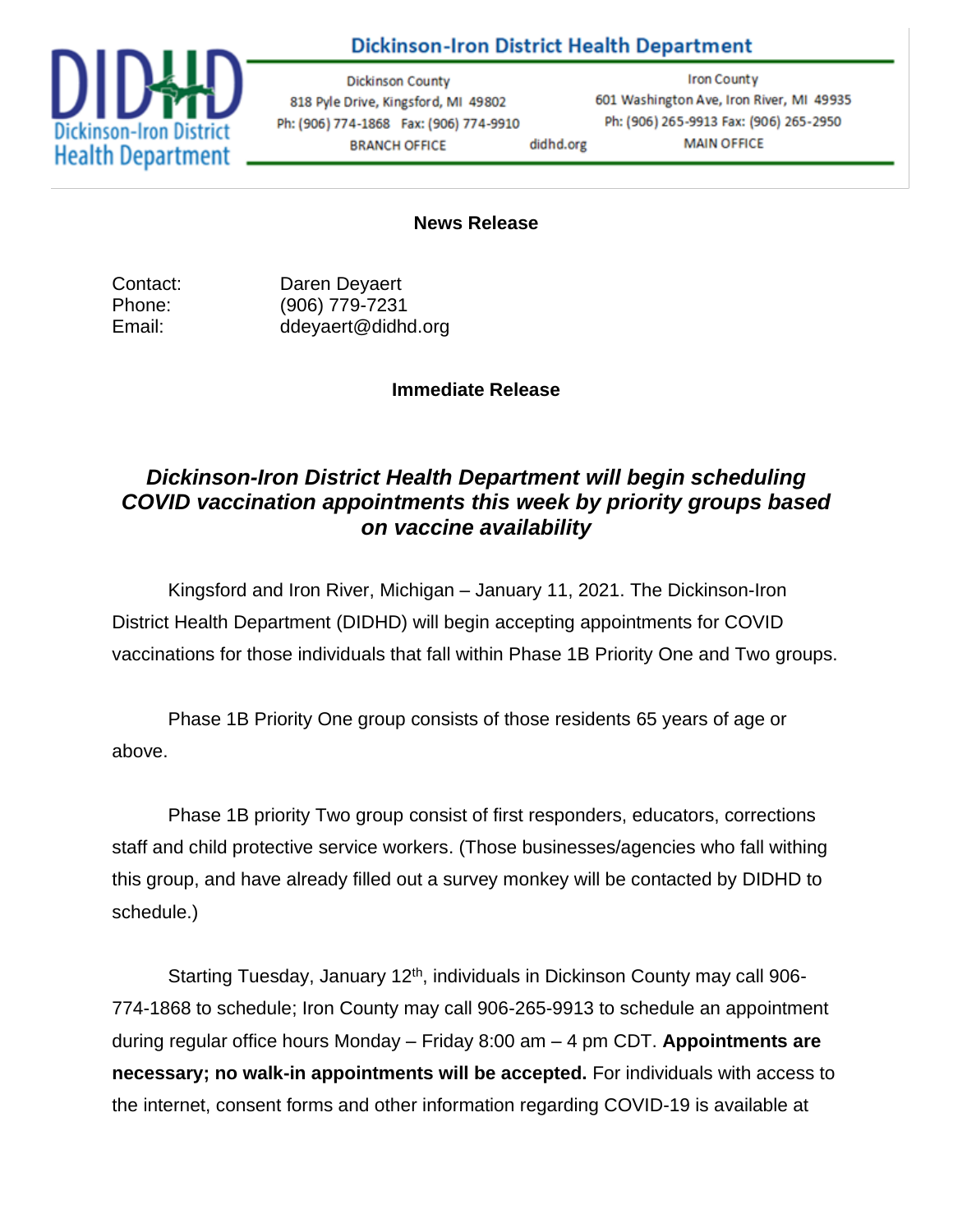# Dickinson-Iron District Health Department

Dickinson County
818 Pyle Drive, Kingsford, MI 49802
Ph: (906) 774-1868 Fax: (906) 774-9910
BRANCH OFFICE

didhd.org

Iron County
601 Washington Ave, Iron River, MI 49935
Ph: (906) 265-9913 Fax: (906) 265-2950
MAIN OFFICE

**News Release**

Contact: Daren Deyaert
Phone: (906) 779-7231
Email: ddeyaert@didhd.org

**Immediate Release**

## *Dickinson-Iron District Health Department will begin scheduling COVID vaccination appointments this week by priority groups based on vaccine availability*

Kingsford and Iron River, Michigan – January 11, 2021. The Dickinson-Iron District Health Department (DIDHD) will begin accepting appointments for COVID vaccinations for those individuals that fall within Phase 1B Priority One and Two groups.

Phase 1B Priority One group consists of those residents 65 years of age or above.

Phase 1B priority Two group consist of first responders, educators, corrections staff and child protective service workers. (Those businesses/agencies who fall withing this group, and have already filled out a survey monkey will be contacted by DIDHD to schedule.)

Starting Tuesday, January 12th, individuals in Dickinson County may call 906-774-1868 to schedule; Iron County may call 906-265-9913 to schedule an appointment during regular office hours Monday – Friday 8:00 am – 4 pm CDT. **Appointments are necessary; no walk-in appointments will be accepted.** For individuals with access to the internet, consent forms and other information regarding COVID-19 is available at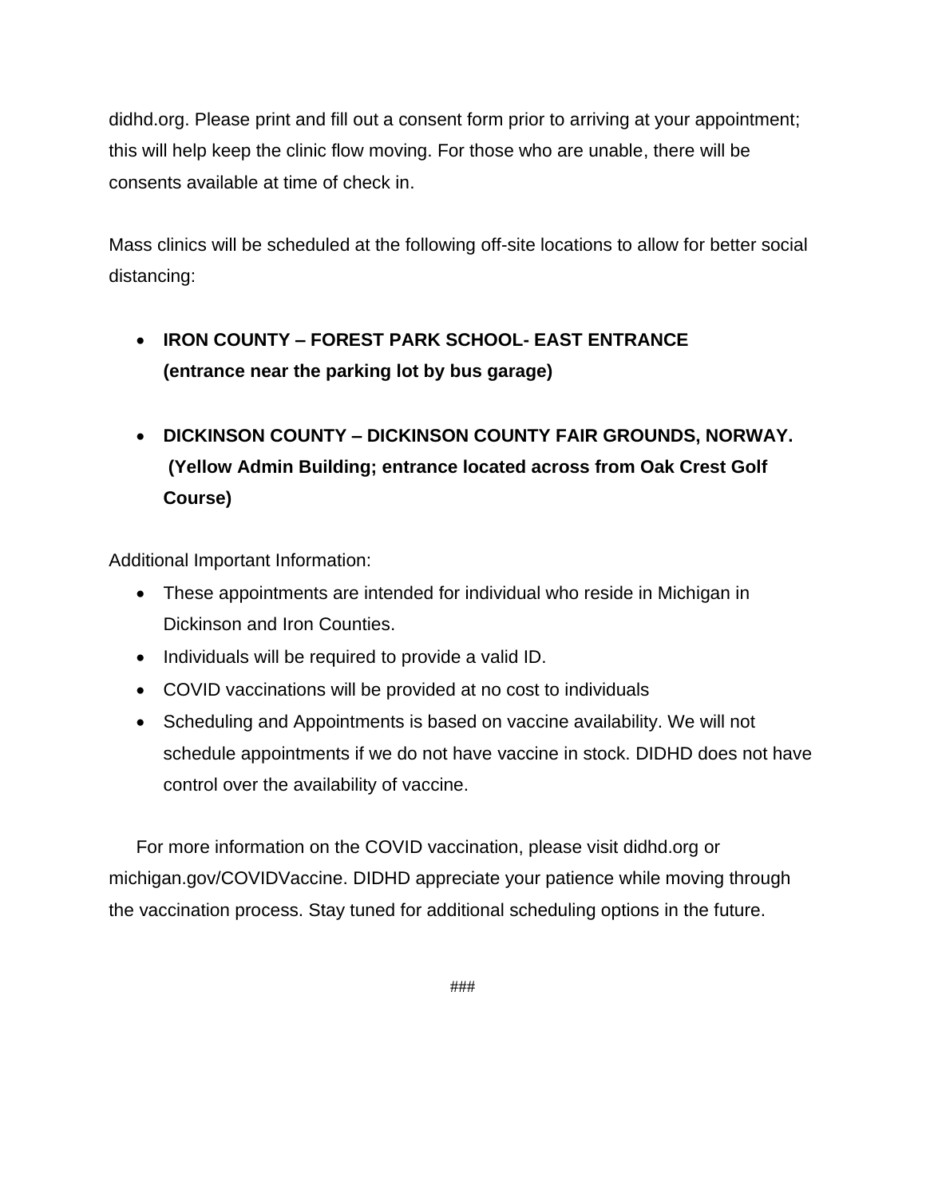didhd.org. Please print and fill out a consent form prior to arriving at your appointment; this will help keep the clinic flow moving. For those who are unable, there will be consents available at time of check in.

Mass clinics will be scheduled at the following off-site locations to allow for better social distancing:

- **IRON COUNTY – FOREST PARK SCHOOL- EAST ENTRANCE (entrance near the parking lot by bus garage)**

- **DICKINSON COUNTY – DICKINSON COUNTY FAIR GROUNDS, NORWAY. (Yellow Admin Building; entrance located across from Oak Crest Golf Course)**

Additional Important Information:

- These appointments are intended for individual who reside in Michigan in Dickinson and Iron Counties.
- Individuals will be required to provide a valid ID.
- COVID vaccinations will be provided at no cost to individuals
- Scheduling and Appointments is based on vaccine availability. We will not schedule appointments if we do not have vaccine in stock. DIDHD does not have control over the availability of vaccine.

For more information on the COVID vaccination, please visit didhd.org or michigan.gov/COVIDVaccine. DIDHD appreciate your patience while moving through the vaccination process. Stay tuned for additional scheduling options in the future.

###